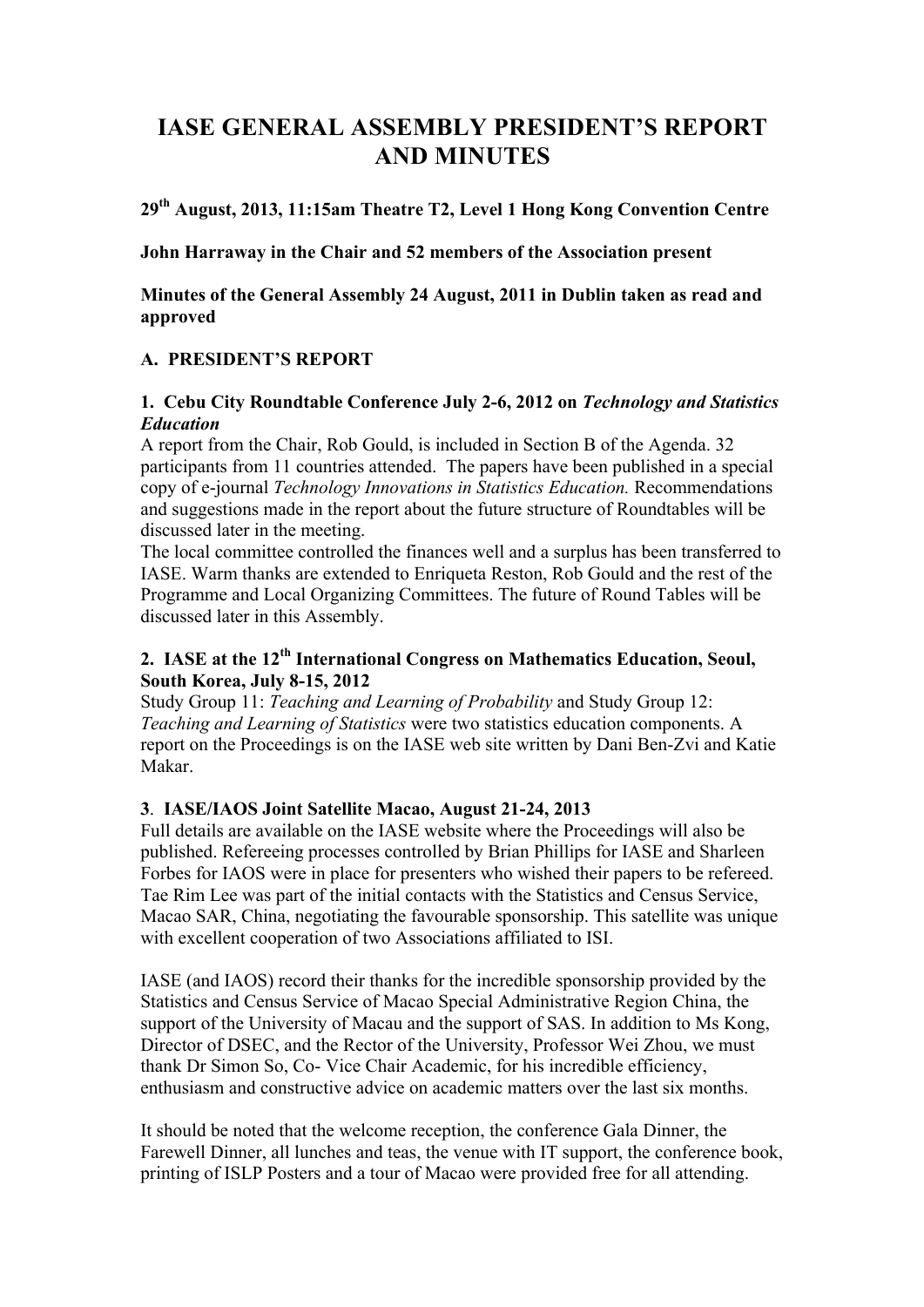# IASE GENERAL ASSEMBLY PRESIDENT'S REPORT AND MINUTES

**29th August, 2013, 11:15am Theatre T2, Level 1 Hong Kong Convention Centre**

**John Harraway in the Chair and 52 members of the Association present**

**Minutes of the General Assembly 24 August, 2011 in Dublin taken as read and approved**

## A. PRESIDENT'S REPORT

### 1. Cebu City Roundtable Conference July 2-6, 2012 on *Technology and Statistics Education*

A report from the Chair, Rob Gould, is included in Section B of the Agenda. 32 participants from 11 countries attended. The papers have been published in a special copy of e-journal *Technology Innovations in Statistics Education.* Recommendations and suggestions made in the report about the future structure of Roundtables will be discussed later in the meeting.

The local committee controlled the finances well and a surplus has been transferred to IASE. Warm thanks are extended to Enriqueta Reston, Rob Gould and the rest of the Programme and Local Organizing Committees. The future of Round Tables will be discussed later in this Assembly.

### 2. IASE at the 12th International Congress on Mathematics Education, Seoul, South Korea, July 8-15, 2012

Study Group 11: *Teaching and Learning of Probability* and Study Group 12: *Teaching and Learning of Statistics* were two statistics education components. A report on the Proceedings is on the IASE web site written by Dani Ben-Zvi and Katie Makar.

### 3. IASE/IAOS Joint Satellite Macao, August 21-24, 2013

Full details are available on the IASE website where the Proceedings will also be published. Refereeing processes controlled by Brian Phillips for IASE and Sharleen Forbes for IAOS were in place for presenters who wished their papers to be refereed. Tae Rim Lee was part of the initial contacts with the Statistics and Census Service, Macao SAR, China, negotiating the favourable sponsorship. This satellite was unique with excellent cooperation of two Associations affiliated to ISI.

IASE (and IAOS) record their thanks for the incredible sponsorship provided by the Statistics and Census Service of Macao Special Administrative Region China, the support of the University of Macau and the support of SAS. In addition to Ms Kong, Director of DSEC, and the Rector of the University, Professor Wei Zhou, we must thank Dr Simon So, Co- Vice Chair Academic, for his incredible efficiency, enthusiasm and constructive advice on academic matters over the last six months.

It should be noted that the welcome reception, the conference Gala Dinner, the Farewell Dinner, all lunches and teas, the venue with IT support, the conference book, printing of ISLP Posters and a tour of Macao were provided free for all attending.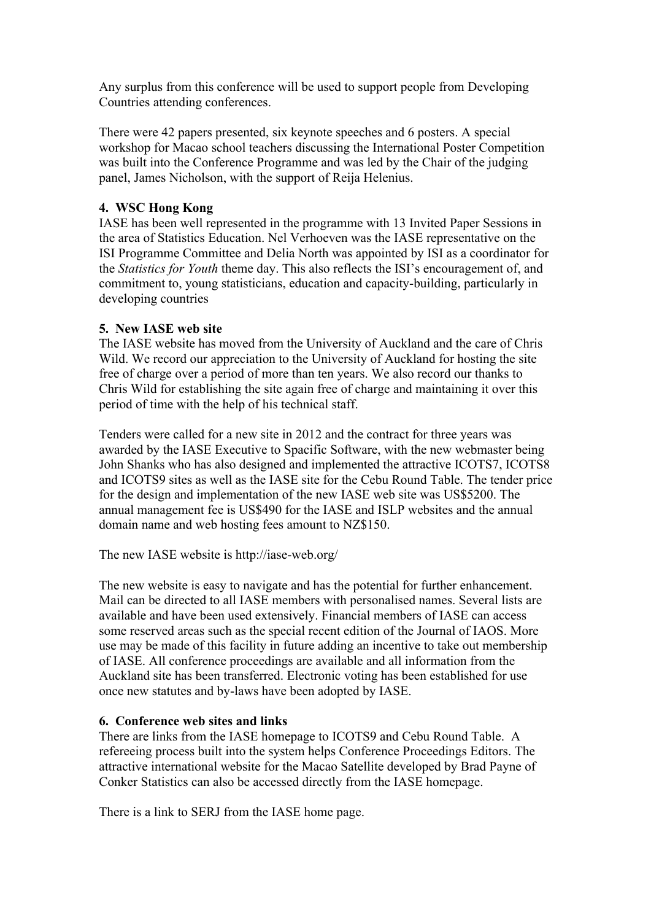Any surplus from this conference will be used to support people from Developing Countries attending conferences.

There were 42 papers presented, six keynote speeches and 6 posters. A special workshop for Macao school teachers discussing the International Poster Competition was built into the Conference Programme and was led by the Chair of the judging panel, James Nicholson, with the support of Reija Helenius.

**4. WSC Hong Kong**

IASE has been well represented in the programme with 13 Invited Paper Sessions in the area of Statistics Education. Nel Verhoeven was the IASE representative on the ISI Programme Committee and Delia North was appointed by ISI as a coordinator for the *Statistics for Youth* theme day. This also reflects the ISI's encouragement of, and commitment to, young statisticians, education and capacity-building, particularly in developing countries

**5. New IASE web site**

The IASE website has moved from the University of Auckland and the care of Chris Wild. We record our appreciation to the University of Auckland for hosting the site free of charge over a period of more than ten years. We also record our thanks to Chris Wild for establishing the site again free of charge and maintaining it over this period of time with the help of his technical staff.

Tenders were called for a new site in 2012 and the contract for three years was awarded by the IASE Executive to Spacific Software, with the new webmaster being John Shanks who has also designed and implemented the attractive ICOTS7, ICOTS8 and ICOTS9 sites as well as the IASE site for the Cebu Round Table. The tender price for the design and implementation of the new IASE web site was US$5200. The annual management fee is US$490 for the IASE and ISLP websites and the annual domain name and web hosting fees amount to NZ$150.

The new IASE website is http://iase-web.org/

The new website is easy to navigate and has the potential for further enhancement. Mail can be directed to all IASE members with personalised names. Several lists are available and have been used extensively. Financial members of IASE can access some reserved areas such as the special recent edition of the Journal of IAOS. More use may be made of this facility in future adding an incentive to take out membership of IASE. All conference proceedings are available and all information from the Auckland site has been transferred. Electronic voting has been established for use once new statutes and by-laws have been adopted by IASE.

**6. Conference web sites and links**

There are links from the IASE homepage to ICOTS9 and Cebu Round Table. A refereeing process built into the system helps Conference Proceedings Editors. The attractive international website for the Macao Satellite developed by Brad Payne of Conker Statistics can also be accessed directly from the IASE homepage.

There is a link to SERJ from the IASE home page.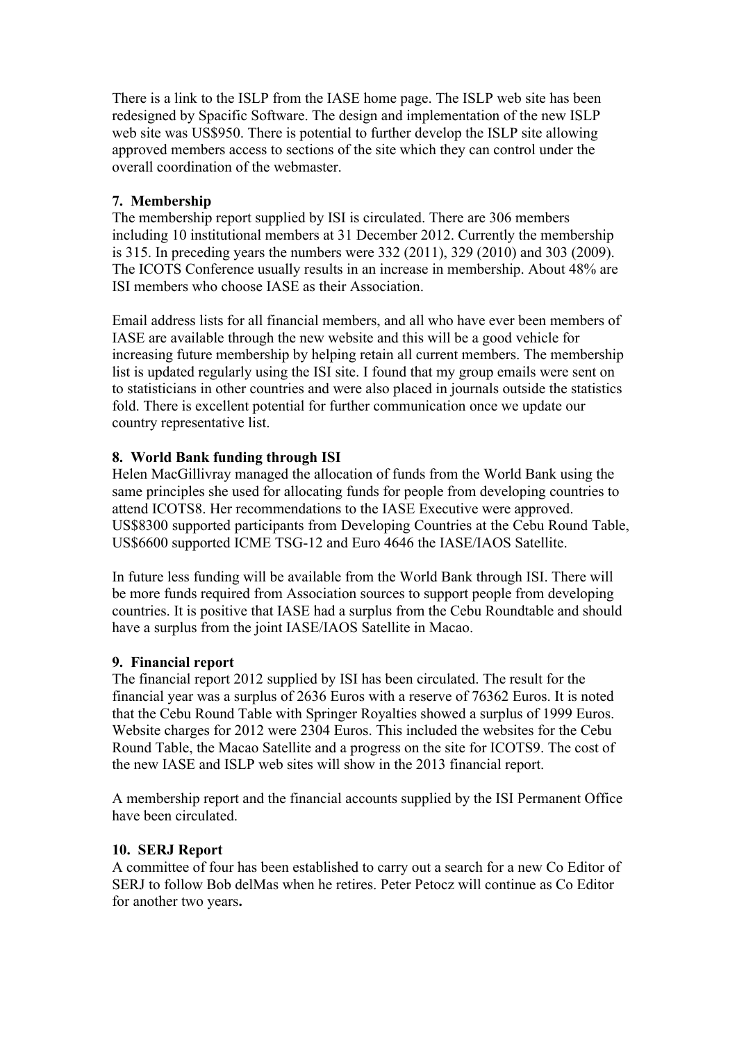There is a link to the ISLP from the IASE home page. The ISLP web site has been redesigned by Spacific Software. The design and implementation of the new ISLP web site was US$950. There is potential to further develop the ISLP site allowing approved members access to sections of the site which they can control under the overall coordination of the webmaster.

**7. Membership**

The membership report supplied by ISI is circulated. There are 306 members including 10 institutional members at 31 December 2012. Currently the membership is 315. In preceding years the numbers were 332 (2011), 329 (2010) and 303 (2009). The ICOTS Conference usually results in an increase in membership. About 48% are ISI members who choose IASE as their Association.

Email address lists for all financial members, and all who have ever been members of IASE are available through the new website and this will be a good vehicle for increasing future membership by helping retain all current members. The membership list is updated regularly using the ISI site. I found that my group emails were sent on to statisticians in other countries and were also placed in journals outside the statistics fold. There is excellent potential for further communication once we update our country representative list.

**8. World Bank funding through ISI**

Helen MacGillivray managed the allocation of funds from the World Bank using the same principles she used for allocating funds for people from developing countries to attend ICOTS8. Her recommendations to the IASE Executive were approved. US$8300 supported participants from Developing Countries at the Cebu Round Table, US$6600 supported ICME TSG-12 and Euro 4646 the IASE/IAOS Satellite.

In future less funding will be available from the World Bank through ISI. There will be more funds required from Association sources to support people from developing countries. It is positive that IASE had a surplus from the Cebu Roundtable and should have a surplus from the joint IASE/IAOS Satellite in Macao.

**9. Financial report**

The financial report 2012 supplied by ISI has been circulated. The result for the financial year was a surplus of 2636 Euros with a reserve of 76362 Euros. It is noted that the Cebu Round Table with Springer Royalties showed a surplus of 1999 Euros. Website charges for 2012 were 2304 Euros. This included the websites for the Cebu Round Table, the Macao Satellite and a progress on the site for ICOTS9. The cost of the new IASE and ISLP web sites will show in the 2013 financial report.

A membership report and the financial accounts supplied by the ISI Permanent Office have been circulated.

**10. SERJ Report**

A committee of four has been established to carry out a search for a new Co Editor of SERJ to follow Bob delMas when he retires. Peter Petocz will continue as Co Editor for another two years.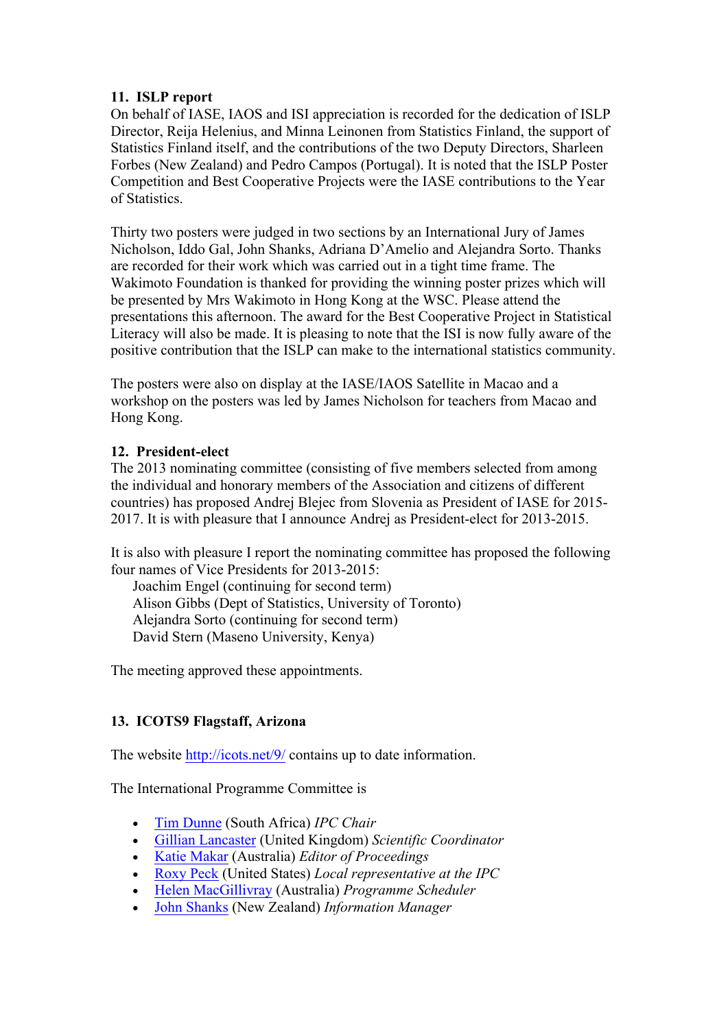### 11. ISLP report

On behalf of IASE, IAOS and ISI appreciation is recorded for the dedication of ISLP Director, Reija Helenius, and Minna Leinonen from Statistics Finland, the support of Statistics Finland itself, and the contributions of the two Deputy Directors, Sharleen Forbes (New Zealand) and Pedro Campos (Portugal). It is noted that the ISLP Poster Competition and Best Cooperative Projects were the IASE contributions to the Year of Statistics.

Thirty two posters were judged in two sections by an International Jury of James Nicholson, Iddo Gal, John Shanks, Adriana D'Amelio and Alejandra Sorto. Thanks are recorded for their work which was carried out in a tight time frame. The Wakimoto Foundation is thanked for providing the winning poster prizes which will be presented by Mrs Wakimoto in Hong Kong at the WSC. Please attend the presentations this afternoon. The award for the Best Cooperative Project in Statistical Literacy will also be made. It is pleasing to note that the ISI is now fully aware of the positive contribution that the ISLP can make to the international statistics community.

The posters were also on display at the IASE/IAOS Satellite in Macao and a workshop on the posters was led by James Nicholson for teachers from Macao and Hong Kong.

### 12. President-elect

The 2013 nominating committee (consisting of five members selected from among the individual and honorary members of the Association and citizens of different countries) has proposed Andrej Blejec from Slovenia as President of IASE for 2015-2017. It is with pleasure that I announce Andrej as President-elect for 2013-2015.

It is also with pleasure I report the nominating committee has proposed the following four names of Vice Presidents for 2013-2015:

- Joachim Engel (continuing for second term)
- Alison Gibbs (Dept of Statistics, University of Toronto)
- Alejandra Sorto (continuing for second term)
- David Stern (Maseno University, Kenya)

The meeting approved these appointments.

### 13. ICOTS9 Flagstaff, Arizona

The website http://icots.net/9/ contains up to date information.

The International Programme Committee is

- Tim Dunne (South Africa) *IPC Chair*
- Gillian Lancaster (United Kingdom) *Scientific Coordinator*
- Katie Makar (Australia) *Editor of Proceedings*
- Roxy Peck (United States) *Local representative at the IPC*
- Helen MacGillivray (Australia) *Programme Scheduler*
- John Shanks (New Zealand) *Information Manager*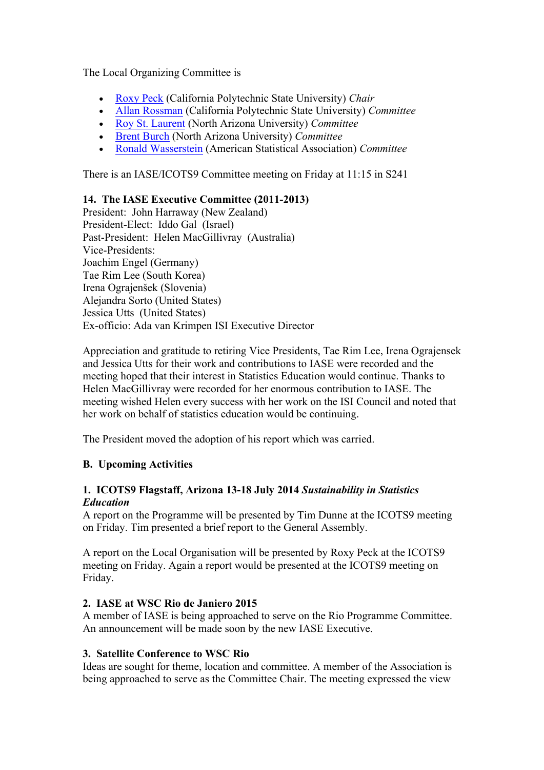The Local Organizing Committee is

- [Roxy Peck](#) (California Polytechnic State University) *Chair*
- [Allan Rossman](#) (California Polytechnic State University) *Committee*
- [Roy St. Laurent](#) (North Arizona University) *Committee*
- [Brent Burch](#) (North Arizona University) *Committee*
- [Ronald Wasserstein](#) (American Statistical Association) *Committee*

There is an IASE/ICOTS9 Committee meeting on Friday at 11:15 in S241

**14. The IASE Executive Committee (2011-2013)**
President: John Harraway (New Zealand)
President-Elect: Iddo Gal (Israel)
Past-President: Helen MacGillivray (Australia)
Vice-Presidents:
Joachim Engel (Germany)
Tae Rim Lee (South Korea)
Irena Ograjenšek (Slovenia)
Alejandra Sorto (United States)
Jessica Utts (United States)
Ex-officio: Ada van Krimpen ISI Executive Director

Appreciation and gratitude to retiring Vice Presidents, Tae Rim Lee, Irena Ograjensek and Jessica Utts for their work and contributions to IASE were recorded and the meeting hoped that their interest in Statistics Education would continue. Thanks to Helen MacGillivray were recorded for her enormous contribution to IASE. The meeting wished Helen every success with her work on the ISI Council and noted that her work on behalf of statistics education would be continuing.

The President moved the adoption of his report which was carried.

**B. Upcoming Activities**

**1. ICOTS9 Flagstaff, Arizona 13-18 July 2014 *Sustainability in Statistics Education***
A report on the Programme will be presented by Tim Dunne at the ICOTS9 meeting on Friday. Tim presented a brief report to the General Assembly.

A report on the Local Organisation will be presented by Roxy Peck at the ICOTS9 meeting on Friday. Again a report would be presented at the ICOTS9 meeting on Friday.

**2. IASE at WSC Rio de Janiero 2015**
A member of IASE is being approached to serve on the Rio Programme Committee. An announcement will be made soon by the new IASE Executive.

**3. Satellite Conference to WSC Rio**
Ideas are sought for theme, location and committee. A member of the Association is being approached to serve as the Committee Chair. The meeting expressed the view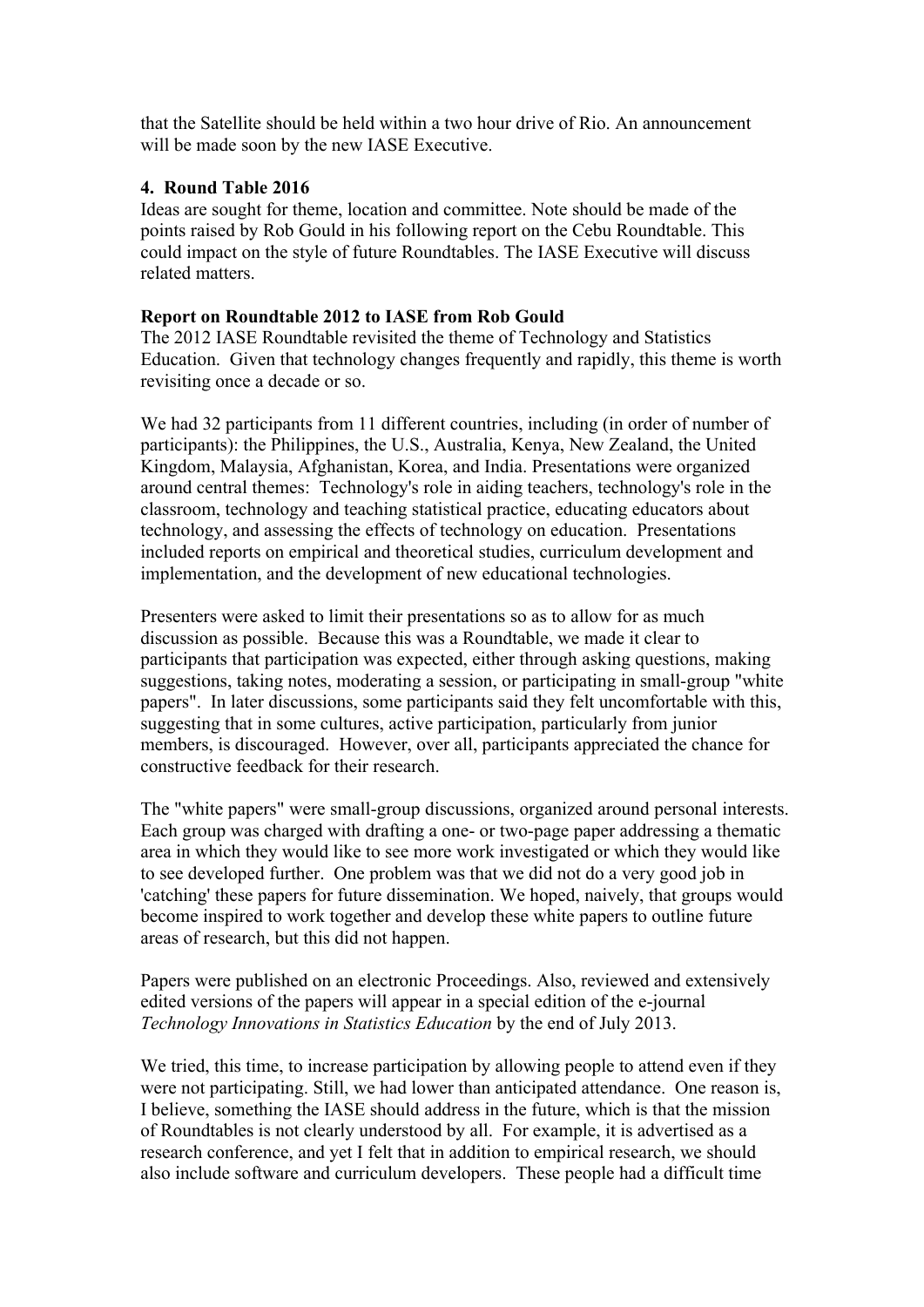that the Satellite should be held within a two hour drive of Rio. An announcement will be made soon by the new IASE Executive.

**4. Round Table 2016**

Ideas are sought for theme, location and committee. Note should be made of the points raised by Rob Gould in his following report on the Cebu Roundtable. This could impact on the style of future Roundtables. The IASE Executive will discuss related matters.

**Report on Roundtable 2012 to IASE from Rob Gould**

The 2012 IASE Roundtable revisited the theme of Technology and Statistics Education. Given that technology changes frequently and rapidly, this theme is worth revisiting once a decade or so.

We had 32 participants from 11 different countries, including (in order of number of participants): the Philippines, the U.S., Australia, Kenya, New Zealand, the United Kingdom, Malaysia, Afghanistan, Korea, and India. Presentations were organized around central themes: Technology's role in aiding teachers, technology's role in the classroom, technology and teaching statistical practice, educating educators about technology, and assessing the effects of technology on education. Presentations included reports on empirical and theoretical studies, curriculum development and implementation, and the development of new educational technologies.

Presenters were asked to limit their presentations so as to allow for as much discussion as possible. Because this was a Roundtable, we made it clear to participants that participation was expected, either through asking questions, making suggestions, taking notes, moderating a session, or participating in small-group "white papers". In later discussions, some participants said they felt uncomfortable with this, suggesting that in some cultures, active participation, particularly from junior members, is discouraged. However, over all, participants appreciated the chance for constructive feedback for their research.

The "white papers" were small-group discussions, organized around personal interests. Each group was charged with drafting a one- or two-page paper addressing a thematic area in which they would like to see more work investigated or which they would like to see developed further. One problem was that we did not do a very good job in 'catching' these papers for future dissemination. We hoped, naively, that groups would become inspired to work together and develop these white papers to outline future areas of research, but this did not happen.

Papers were published on an electronic Proceedings. Also, reviewed and extensively edited versions of the papers will appear in a special edition of the e-journal *Technology Innovations in Statistics Education* by the end of July 2013.

We tried, this time, to increase participation by allowing people to attend even if they were not participating. Still, we had lower than anticipated attendance. One reason is, I believe, something the IASE should address in the future, which is that the mission of Roundtables is not clearly understood by all. For example, it is advertised as a research conference, and yet I felt that in addition to empirical research, we should also include software and curriculum developers. These people had a difficult time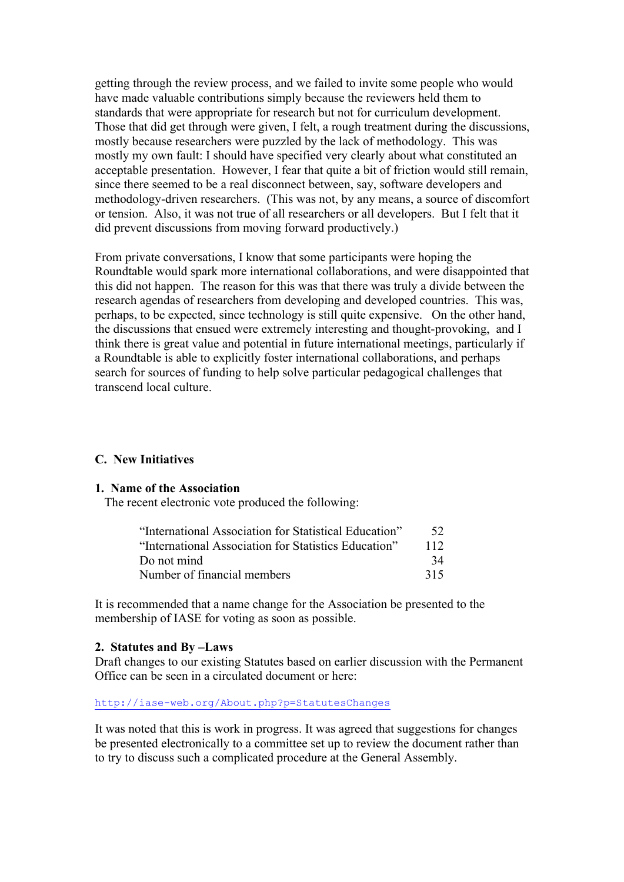getting through the review process, and we failed to invite some people who would have made valuable contributions simply because the reviewers held them to standards that were appropriate for research but not for curriculum development. Those that did get through were given, I felt, a rough treatment during the discussions, mostly because researchers were puzzled by the lack of methodology. This was mostly my own fault: I should have specified very clearly about what constituted an acceptable presentation. However, I fear that quite a bit of friction would still remain, since there seemed to be a real disconnect between, say, software developers and methodology-driven researchers. (This was not, by any means, a source of discomfort or tension. Also, it was not true of all researchers or all developers. But I felt that it did prevent discussions from moving forward productively.)

From private conversations, I know that some participants were hoping the Roundtable would spark more international collaborations, and were disappointed that this did not happen. The reason for this was that there was truly a divide between the research agendas of researchers from developing and developed countries. This was, perhaps, to be expected, since technology is still quite expensive. On the other hand, the discussions that ensued were extremely interesting and thought-provoking, and I think there is great value and potential in future international meetings, particularly if a Roundtable is able to explicitly foster international collaborations, and perhaps search for sources of funding to help solve particular pedagogical challenges that transcend local culture.

### C. New Initiatives

**1. Name of the Association**

The recent electronic vote produced the following:

| | |
|---|---|
| "International Association for Statistical Education" | 52 |
| "International Association for Statistics Education" | 112 |
| Do not mind | 34 |
| Number of financial members | 315 |

It is recommended that a name change for the Association be presented to the membership of IASE for voting as soon as possible.

**2. Statutes and By –Laws**

Draft changes to our existing Statutes based on earlier discussion with the Permanent Office can be seen in a circulated document or here:

http://iase-web.org/About.php?p=StatutesChanges

It was noted that this is work in progress. It was agreed that suggestions for changes be presented electronically to a committee set up to review the document rather than to try to discuss such a complicated procedure at the General Assembly.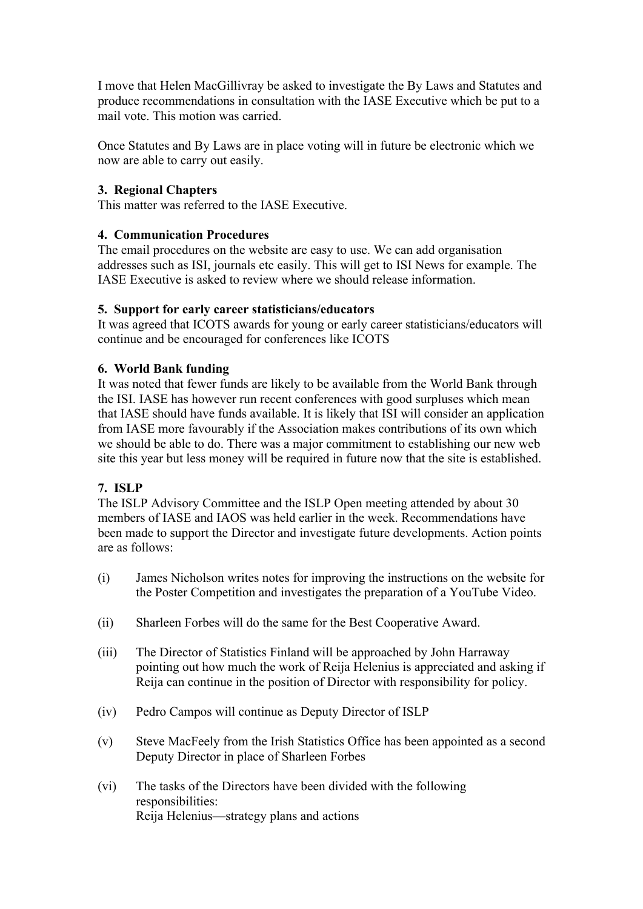I move that Helen MacGillivray be asked to investigate the By Laws and Statutes and produce recommendations in consultation with the IASE Executive which be put to a mail vote. This motion was carried.

Once Statutes and By Laws are in place voting will in future be electronic which we now are able to carry out easily.

**3. Regional Chapters**

This matter was referred to the IASE Executive.

**4. Communication Procedures**

The email procedures on the website are easy to use. We can add organisation addresses such as ISI, journals etc easily. This will get to ISI News for example. The IASE Executive is asked to review where we should release information.

**5. Support for early career statisticians/educators**

It was agreed that ICOTS awards for young or early career statisticians/educators will continue and be encouraged for conferences like ICOTS

**6. World Bank funding**

It was noted that fewer funds are likely to be available from the World Bank through the ISI. IASE has however run recent conferences with good surpluses which mean that IASE should have funds available. It is likely that ISI will consider an application from IASE more favourably if the Association makes contributions of its own which we should be able to do. There was a major commitment to establishing our new web site this year but less money will be required in future now that the site is established.

**7. ISLP**

The ISLP Advisory Committee and the ISLP Open meeting attended by about 30 members of IASE and IAOS was held earlier in the week. Recommendations have been made to support the Director and investigate future developments. Action points are as follows:

(i) James Nicholson writes notes for improving the instructions on the website for the Poster Competition and investigates the preparation of a YouTube Video.

(ii) Sharleen Forbes will do the same for the Best Cooperative Award.

(iii) The Director of Statistics Finland will be approached by John Harraway pointing out how much the work of Reija Helenius is appreciated and asking if Reija can continue in the position of Director with responsibility for policy.

(iv) Pedro Campos will continue as Deputy Director of ISLP

(v) Steve MacFeely from the Irish Statistics Office has been appointed as a second Deputy Director in place of Sharleen Forbes

(vi) The tasks of the Directors have been divided with the following responsibilities:
Reija Helenius—strategy plans and actions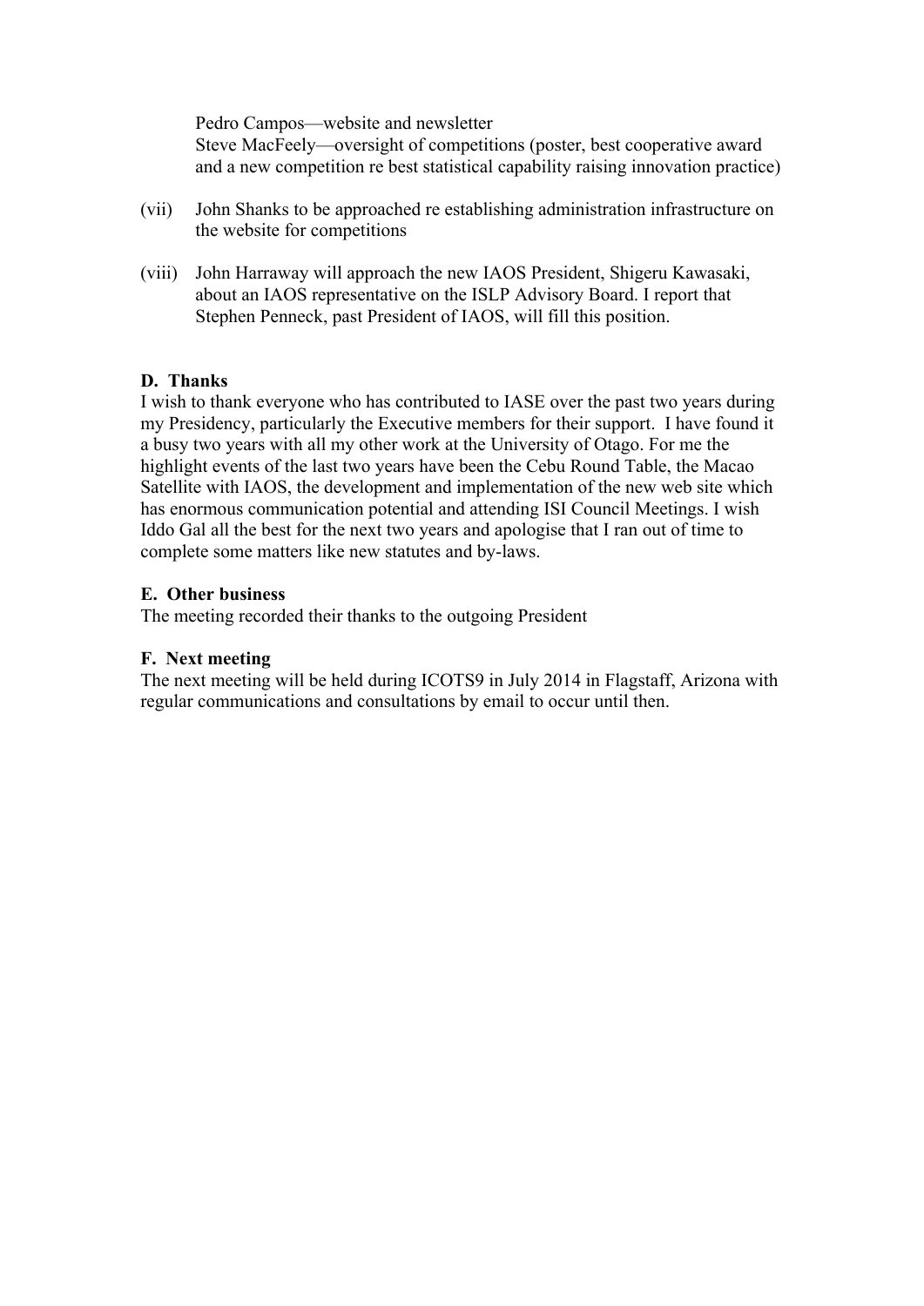Pedro Campos—website and newsletter
Steve MacFeely—oversight of competitions (poster, best cooperative award and a new competition re best statistical capability raising innovation practice)

(vii) John Shanks to be approached re establishing administration infrastructure on the website for competitions

(viii) John Harraway will approach the new IAOS President, Shigeru Kawasaki, about an IAOS representative on the ISLP Advisory Board. I report that Stephen Penneck, past President of IAOS, will fill this position.

**D. Thanks**

I wish to thank everyone who has contributed to IASE over the past two years during my Presidency, particularly the Executive members for their support. I have found it a busy two years with all my other work at the University of Otago. For me the highlight events of the last two years have been the Cebu Round Table, the Macao Satellite with IAOS, the development and implementation of the new web site which has enormous communication potential and attending ISI Council Meetings. I wish Iddo Gal all the best for the next two years and apologise that I ran out of time to complete some matters like new statutes and by-laws.

**E. Other business**

The meeting recorded their thanks to the outgoing President

**F. Next meeting**

The next meeting will be held during ICOTS9 in July 2014 in Flagstaff, Arizona with regular communications and consultations by email to occur until then.